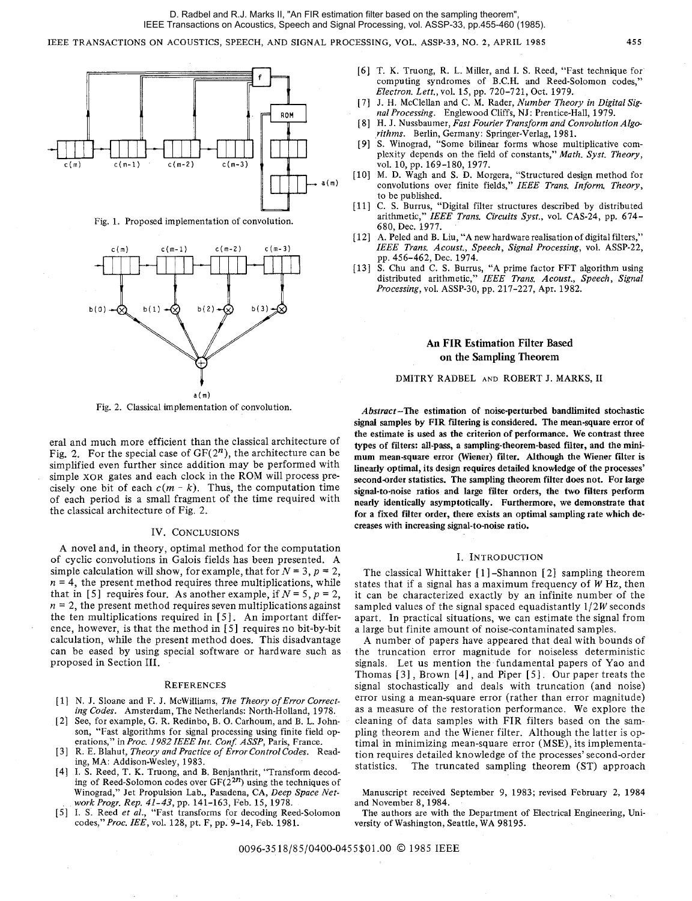D. Radbel and R.J. Marks II, "An FIR estimation filter based on the sampling theorem", IEEE Transactions on Acoustics, Speech and Signal Processing, vol. ASSP-33, pp.455-460 (1985).

Fig. 1. Proposed implementation of convolution.

Fig. 2. Classical implementation of convolution.

eral and much more efficient than the classical architecture of Fig. 2. For the special case of GF($2^n$), the architecture can be simplified even further since addition may be performed with simple XOR gates and each clock in the ROM will process precisely one bit of each $c(m - k)$. Thus, the computation time of each period is a small fragment of the time required with the classical architecture of Fig. 2.

## IV. Conclusions

A novel and, in theory, optimal method for the computation of cyclic convolutions in Galois fields has been presented. A simple calculation will show, for example, that for $N = 3$, $p = 2$, $n = 4$, the present method requires three multiplications, while that in [5] requires four. As another example, if $N = 5$, $p = 2$, $n = 2$, the present method requires seven multiplications against the ten multiplications required in [5]. An important difference, however, is that the method in [5] requires no bit-by-bit calculation, while the present method does. This disadvantage can be eased by using special software or hardware such as proposed in Section III.

## References

[1] N. J. Sloane and F. J. McWilliams, *The Theory of Error Correcting Codes*. Amsterdam, The Netherlands: North-Holland, 1978.

[2] See, for example, G. R. Redinbo, B. O. Carhoum, and B. L. Johnson, "Fast algorithms for signal processing using finite field operations," in *Proc. 1982 IEEE Int. Conf. ASSP*, Paris, France.

[3] R. E. Blahut, *Theory and Practice of Error Control Codes*. Reading, MA: Addison-Wesley, 1983.

[4] I. S. Reed, T. K. Truong, and B. Benjanthrit, "Transform decoding of Reed-Solomon codes over GF($2^{2n}$) using the techniques of Winograd," Jet Propulsion Lab., Pasadena, CA, *Deep Space Network Progr. Rep. 41-43*, pp. 141-163, Feb. 15, 1978.

[5] I. S. Reed *et al.*, "Fast transforms for decoding Reed-Solomon codes," *Proc. IEE*, vol. 128, pt. F, pp. 9-14, Feb. 1981.

[6] T. K. Truong, R. L. Miller, and I. S. Reed, "Fast technique for computing syndromes of B.C.H. and Reed-Solomon codes," *Electron. Lett.*, vol. 15, pp. 720-721, Oct. 1979.

[7] J. H. McClellan and C. M. Rader, *Number Theory in Digital Signal Processing*. Englewood Cliffs, NJ: Prentice-Hall, 1979.

[8] H. J. Nussbaumer, *Fast Fourier Transform and Convolution Algorithms*. Berlin, Germany: Springer-Verlag, 1981.

[9] S. Winograd, "Some bilinear forms whose multiplicative complexity depends on the field of constants," *Math. Syst. Theory*, vol. 10, pp. 169-180, 1977.

[10] M. D. Wagh and S. D. Morgera, "Structured design method for convolutions over finite fields," *IEEE Trans. Inform. Theory*, to be published.

[11] C. S. Burrus, "Digital filter structures described by distributed arithmetic," *IEEE Trans. Circuits Syst.*, vol. CAS-24, pp. 674-680, Dec. 1977.

[12] A. Peled and B. Liu, "A new hardware realisation of digital filters," *IEEE Trans. Acoust., Speech, Signal Processing*, vol. ASSP-22, pp. 456-462, Dec. 1974.

[13] S. Chu and C. S. Burrus, "A prime factor FFT algorithm using distributed arithmetic," *IEEE Trans. Acoust., Speech, Signal Processing*, vol. ASSP-30, pp. 217-227, Apr. 1982.

# An FIR Estimation Filter Based on the Sampling Theorem

DMITRY RADBEL AND ROBERT J. MARKS, II

***Abstract*—The estimation of noise-perturbed bandlimited stochastic signal samples by FIR filtering is considered. The mean-square error of the estimate is used as the criterion of performance. We contrast three types of filters: all-pass, a sampling-theorem-based filter, and the minimum mean-square error (Wiener) filter. Although the Wiener filter is linearly optimal, its design requires detailed knowledge of the processes' second-order statistics. The sampling theorem filter does not. For large signal-to-noise ratios and large filter orders, the two filters perform nearly identically asymptotically. Furthermore, we demonstrate that for a fixed filter order, there exists an optimal sampling rate which decreases with increasing signal-to-noise ratio.**

## I. Introduction

The classical Whittaker [1]-Shannon [2] sampling theorem states that if a signal has a maximum frequency of $W$ Hz, then it can be characterized exactly by an infinite number of the sampled values of the signal spaced equadistantly $1/2W$ seconds apart. In practical situations, we can estimate the signal from a large but finite amount of noise-contaminated samples.

A number of papers have appeared that deal with bounds of the truncation error magnitude for noiseless deterministic signals. Let us mention the fundamental papers of Yao and Thomas [3], Brown [4], and Piper [5]. Our paper treats the signal stochastically and deals with truncation (and noise) error using a mean-square error (rather than error magnitude) as a measure of the restoration performance. We explore the cleaning of data samples with FIR filters based on the sampling theorem and the Wiener filter. Although the latter is optimal in minimizing mean-square error (MSE), its implementation requires detailed knowledge of the processes' second-order statistics. The truncated sampling theorem (ST) approach

Manuscript received September 9, 1983; revised February 2, 1984 and November 8, 1984.

The authors are with the Department of Electrical Engineering, University of Washington, Seattle, WA 98195.

0096-3518/85/0400-0455$01.00 © 1985 IEEE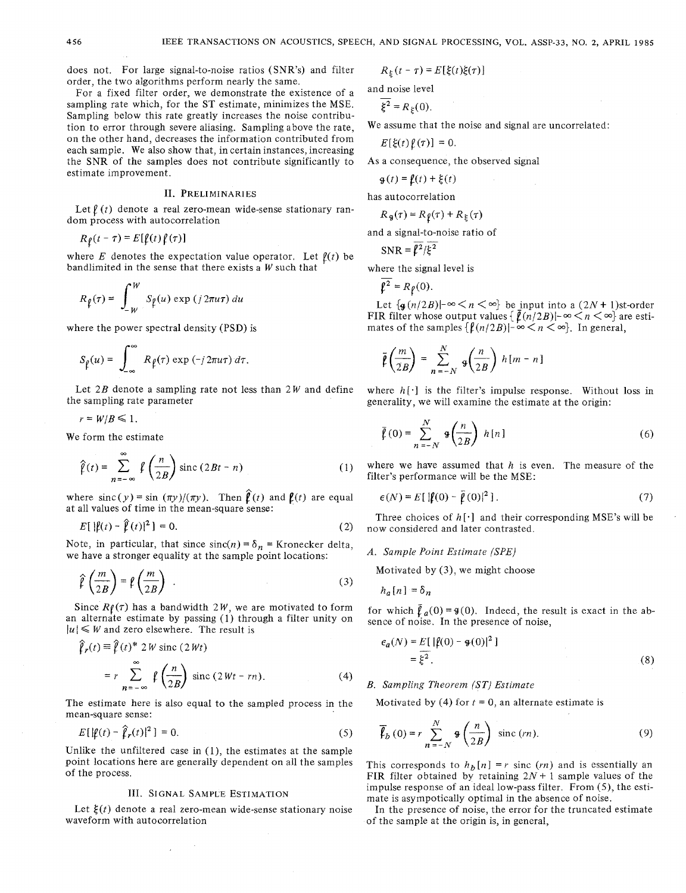does not. For large signal-to-noise ratios (SNR's) and filter order, the two algorithms perform nearly the same.

For a fixed filter order, we demonstrate the existence of a sampling rate which, for the ST estimate, minimizes the MSE. Sampling below this rate greatly increases the noise contribution to error through severe aliasing. Sampling above the rate, on the other hand, decreases the information contributed from each sample. We also show that, in certain instances, increasing the SNR of the samples does not contribute significantly to estimate improvement.

## II. Preliminaries

Let $f(t)$ denote a real zero-mean wide-sense stationary random process with autocorrelation

$$R_f(t-\tau) = E[f(t)f(\tau)]$$

where $E$ denotes the expectation value operator. Let $f(t)$ be bandlimited in the sense that there exists a $W$ such that

$$R_f(\tau) = \int_{-W}^{W} S_f(u) \exp(j2\pi u\tau)\, du$$

where the power spectral density (PSD) is

$$S_f(u) = \int_{-\infty}^{\infty} R_f(\tau) \exp(-j2\pi u\tau)\, d\tau.$$

Let $2B$ denote a sampling rate not less than $2W$ and define the sampling rate parameter

$$r = W/B \leq 1.$$

We form the estimate

$$\hat{f}(t) = \sum_{n=-\infty}^{\infty} f\left(\frac{n}{2B}\right) \operatorname{sinc}(2Bt - n) \tag{1}$$

where $\operatorname{sinc}(y) = \sin(\pi y)/(\pi y)$. Then $\hat{f}(t)$ and $f(t)$ are equal at all values of time in the mean-square sense:

$$E[|f(t) - \hat{f}(t)|^2] = 0. \tag{2}$$

Note, in particular, that since $\operatorname{sinc}(n) = \delta_n$ = Kronecker delta, we have a stronger equality at the sample point locations:

$$\hat{f}\left(\frac{m}{2B}\right) = f\left(\frac{m}{2B}\right). \tag{3}$$

Since $R_f(\tau)$ has a bandwidth $2W$, we are motivated to form an alternate estimate by passing (1) through a filter unity on $|u| \leq W$ and zero elsewhere. The result is

$$\begin{aligned}\hat{f}_r(t) &\equiv \hat{f}(t) * 2W \operatorname{sinc}(2Wt) \\ &= r \sum_{n=-\infty}^{\infty} f\left(\frac{n}{2B}\right) \operatorname{sinc}(2Wt - rn).\end{aligned} \tag{4}$$

The estimate here is also equal to the sampled process in the mean-square sense:

$$E[|f(t) - \hat{f}_r(t)|^2] = 0. \tag{5}$$

Unlike the unfiltered case in (1), the estimates at the sample point locations here are generally dependent on all the samples of the process.

## III. Signal Sample Estimation

Let $\xi(t)$ denote a real zero-mean wide-sense stationary noise waveform with autocorrelation

$$R_\xi(t-\tau) = E[\xi(t)\xi(\tau)]$$

and noise level

$$\overline{\xi^2} = R_\xi(0).$$

We assume that the noise and signal are uncorrelated:

$$E[\xi(t)f(\tau)] = 0.$$

As a consequence, the observed signal

$$g(t) = f(t) + \xi(t)$$

has autocorrelation

$$R_g(\tau) = R_f(\tau) + R_\xi(\tau)$$

and a signal-to-noise ratio of

$$\text{SNR} = \overline{f^2}/\overline{\xi^2}$$

where the signal level is

$$\overline{f^2} = R_f(0).$$

Let $\{g(n/2B) | -\infty < n < \infty\}$ be input into a $(2N+1)$st-order FIR filter whose output values $\{\bar{f}(n/2B) | -\infty < n < \infty\}$ are estimates of the samples $\{f(n/2B) | -\infty < n < \infty\}$. In general,

$$\bar{f}\left(\frac{m}{2B}\right) = \sum_{n=-N}^{N} g\left(\frac{n}{2B}\right) h[m-n]$$

where $h[\cdot]$ is the filter's impulse response. Without loss in generality, we will examine the estimate at the origin:

$$\bar{f}(0) = \sum_{n=-N}^{N} g\left(\frac{n}{2B}\right) h[n] \tag{6}$$

where we have assumed that $h$ is even. The measure of the filter's performance will be the MSE:

$$\epsilon(N) = E[|f(0) - \bar{f}(0)|^2]. \tag{7}$$

Three choices of $h[\cdot]$ and their corresponding MSE's will be now considered and later contrasted.

### A. Sample Point Estimate (SPE)

Motivated by (3), we might choose

$$h_a[n] = \delta_n$$

for which $\bar{f}_a(0) = g(0)$. Indeed, the result is exact in the absence of noise. In the presence of noise,

$$\begin{aligned}\epsilon_a(N) &= E[|f(0) - g(0)|^2] \\ &= \overline{\xi^2}.\end{aligned} \tag{8}$$

### B. Sampling Theorem (ST) Estimate

Motivated by (4) for $t = 0$, an alternate estimate is

$$\bar{f}_b(0) = r \sum_{n=-N}^{N} g\left(\frac{n}{2B}\right) \operatorname{sinc}(rn). \tag{9}$$

This corresponds to $h_b[n] = r \operatorname{sinc}(rn)$ and is essentially an FIR filter obtained by retaining $2N+1$ sample values of the impulse response of an ideal low-pass filter. From (5), the estimate is asymptotically optimal in the absence of noise.

In the presence of noise, the error for the truncated estimate of the sample at the origin is, in general,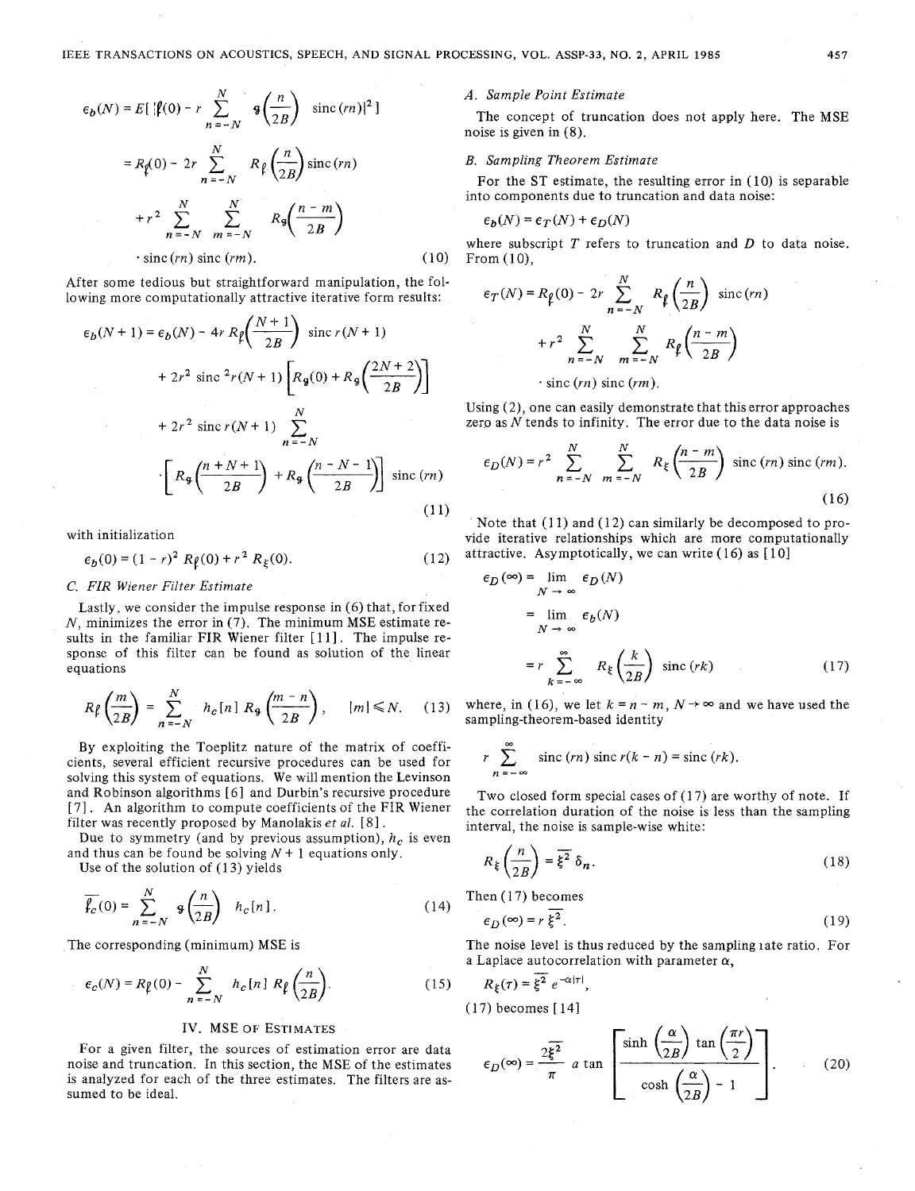$$\epsilon_b(N) = E[\,|f(0) - r \sum_{n=-N}^{N} g\left(\frac{n}{2B}\right) \text{sinc}(rn)|^2\,]$$

$$= R_f(0) - 2r \sum_{n=-N}^{N} R_f\left(\frac{n}{2B}\right) \text{sinc}(rn)$$

$$+ r^2 \sum_{n=-N}^{N} \sum_{m=-N}^{N} R_g\left(\frac{n-m}{2B}\right)$$

$$\cdot \text{sinc}(rn)\,\text{sinc}(rm). \tag{10}$$

After some tedious but straightforward manipulation, the following more computationally attractive iterative form results:

$$\epsilon_b(N+1) = \epsilon_b(N) - 4r R_f\left(\frac{N+1}{2B}\right) \text{sinc}\, r(N+1)$$

$$+ 2r^2 \text{sinc}^2 r(N+1) \left[R_g(0) + R_g\left(\frac{2N+2}{2B}\right)\right]$$

$$+ 2r^2 \text{sinc}\, r(N+1) \sum_{n=-N}^{N}$$

$$\cdot \left[R_g\left(\frac{n+N+1}{2B}\right) + R_g\left(\frac{n-N-1}{2B}\right)\right] \text{sinc}(rn) \tag{11}$$

with initialization

$$\epsilon_b(0) = (1-r)^2 R_f(0) + r^2 R_\xi(0). \tag{12}$$

### C. FIR Wiener Filter Estimate

Lastly, we consider the impulse response in (6) that, for fixed $N$, minimizes the error in (7). The minimum MSE estimate results in the familiar FIR Wiener filter [11]. The impulse response of this filter can be found as solution of the linear equations

$$R_f\left(\frac{m}{2B}\right) = \sum_{n=-N}^{N} h_c[n]\, R_g\left(\frac{m-n}{2B}\right), \quad |m| \leq N. \tag{13}$$

By exploiting the Toeplitz nature of the matrix of coefficients, several efficient recursive procedures can be used for solving this system of equations. We will mention the Levinson and Robinson algorithms [6] and Durbin's recursive procedure [7]. An algorithm to compute coefficients of the FIR Wiener filter was recently proposed by Manolakis *et al.* [8].

Due to symmetry (and by previous assumption), $h_c$ is even and thus can be found be solving $N+1$ equations only.

Use of the solution of (13) yields

$$\overline{f}_c(0) = \sum_{n=-N}^{N} g\left(\frac{n}{2B}\right) h_c[n]. \tag{14}$$

The corresponding (minimum) MSE is

$$\epsilon_c(N) = R_f(0) - \sum_{n=-N}^{N} h_c[n]\, R_f\left(\frac{n}{2B}\right). \tag{15}$$

## IV. MSE of Estimates

For a given filter, the sources of estimation error are data noise and truncation. In this section, the MSE of the estimates is analyzed for each of the three estimates. The filters are assumed to be ideal.

### A. Sample Point Estimate

The concept of truncation does not apply here. The MSE noise is given in (8).

### B. Sampling Theorem Estimate

For the ST estimate, the resulting error in (10) is separable into components due to truncation and data noise:

$$\epsilon_b(N) = \epsilon_T(N) + \epsilon_D(N)$$

where subscript $T$ refers to truncation and $D$ to data noise. From (10),

$$\epsilon_T(N) = R_f(0) - 2r \sum_{n=-N}^{N} R_f\left(\frac{n}{2B}\right) \text{sinc}(rn)$$

$$+ r^2 \sum_{n=-N}^{N} \sum_{m=-N}^{N} R_f\left(\frac{n-m}{2B}\right)$$

$$\cdot \text{sinc}(rn)\,\text{sinc}(rm).$$

Using (2), one can easily demonstrate that this error approaches zero as $N$ tends to infinity. The error due to the data noise is

$$\epsilon_D(N) = r^2 \sum_{n=-N}^{N} \sum_{m=-N}^{N} R_\xi\left(\frac{n-m}{2B}\right) \text{sinc}(rn)\,\text{sinc}(rm). \tag{16}$$

Note that (11) and (12) can similarly be decomposed to provide iterative relationships which are more computationally attractive. Asymptotically, we can write (16) as [10]

$$\epsilon_D(\infty) = \lim_{N\to\infty} \epsilon_D(N)$$

$$= \lim_{N\to\infty} \epsilon_b(N)$$

$$= r \sum_{k=-\infty}^{\infty} R_\xi\left(\frac{k}{2B}\right) \text{sinc}(rk) \tag{17}$$

where, in (16), we let $k = n - m$, $N \to \infty$ and we have used the sampling-theorem-based identity

$$r \sum_{n=-\infty}^{\infty} \text{sinc}(rn)\,\text{sinc}\, r(k-n) = \text{sinc}(rk).$$

Two closed form special cases of (17) are worthy of note. If the correlation duration of the noise is less than the sampling interval, the noise is sample-wise white:

$$R_\xi\left(\frac{n}{2B}\right) = \overline{\xi^2}\, \delta_n. \tag{18}$$

Then (17) becomes

$$\epsilon_D(\infty) = r\, \overline{\xi^2}. \tag{19}$$

The noise level is thus reduced by the sampling rate ratio. For a Laplace autocorrelation with parameter $\alpha$,

$$R_\xi(\tau) = \overline{\xi^2}\, e^{-\alpha|\tau|},$$

(17) becomes [14]

$$\epsilon_D(\infty) = \frac{2\overline{\xi^2}}{\pi} \, a\tan \left[\frac{\sinh\left(\frac{\alpha}{2B}\right) \tan\left(\frac{\pi r}{2}\right)}{\cosh\left(\frac{\alpha}{2B}\right) - 1}\right]. \tag{20}$$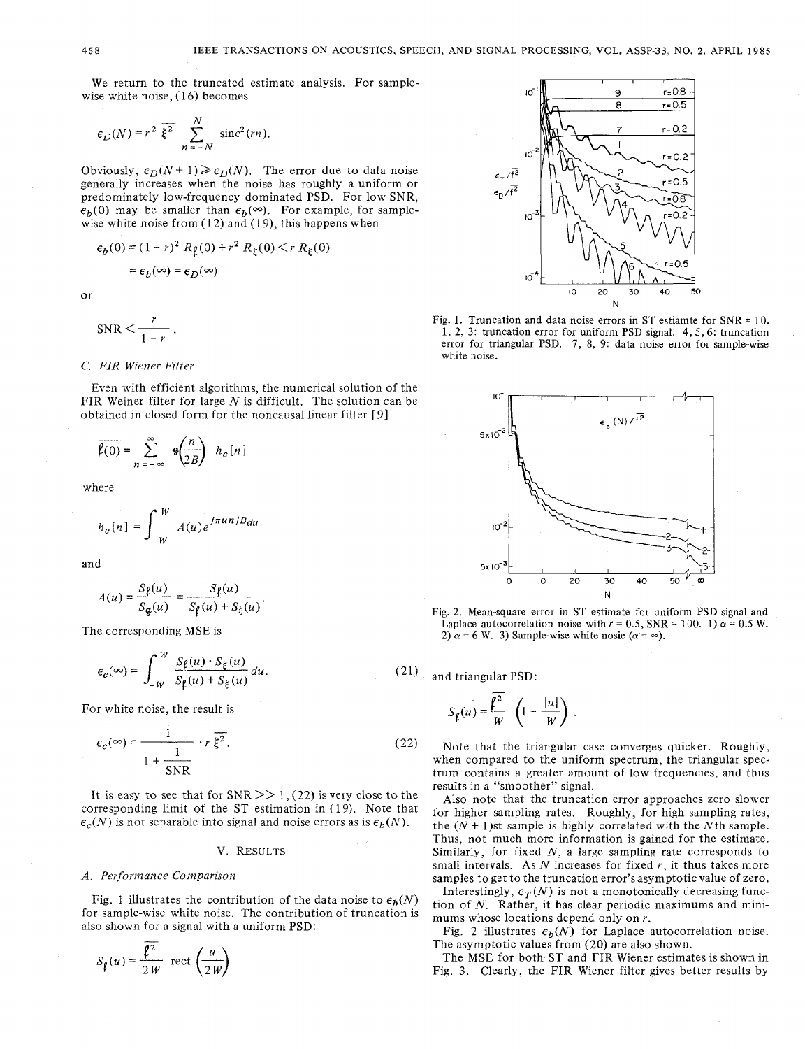We return to the truncated estimate analysis. For sample-wise white noise, (16) becomes

$$\epsilon_D(N) = r^2\, \overline{\xi^2} \sum_{n=-N}^{N} \text{sinc}^2(rn).$$

Obviously, $\epsilon_D(N+1) \geq \epsilon_D(N)$. The error due to data noise generally increases when the noise has roughly a uniform or predominately low-frequency dominated PSD. For low SNR, $\epsilon_b(0)$ may be smaller than $\epsilon_b(\infty)$. For example, for sample-wise white noise from (12) and (19), this happens when

$$\epsilon_b(0) = (1-r)^2 R_f(0) + r^2 R_\xi(0) < r R_\xi(0)$$
$$= \epsilon_b(\infty) = \epsilon_D(\infty)$$

or

$$\text{SNR} < \frac{r}{1-r}.$$

### C. FIR Wiener Filter

Even with efficient algorithms, the numerical solution of the FIR Weiner filter for large $N$ is difficult. The solution can be obtained in closed form for the noncausal linear filter [9]

$$\overline{f(0)} = \sum_{n=-\infty}^{\infty} g\left(\frac{n}{2B}\right) h_c[n]$$

where

$$h_c[n] = \int_{-W}^{W} A(u) e^{j\pi un/B} du$$

and

$$A(u) = \frac{S_f(u)}{S_g(u)} = \frac{S_f(u)}{S_f(u) + S_\xi(u)}.$$

The corresponding MSE is

$$\epsilon_c(\infty) = \int_{-W}^{W} \frac{S_f(u) \cdot S_\xi(u)}{S_f(u) + S_\xi(u)} du. \tag{21}$$

For white noise, the result is

$$\epsilon_c(\infty) = \frac{1}{1 + \frac{1}{\text{SNR}}} \cdot r\, \overline{\xi^2}. \tag{22}$$

It is easy to see that for SNR >> 1, (22) is very close to the corresponding limit of the ST estimation in (19). Note that $\epsilon_c(N)$ is not separable into signal and noise errors as is $\epsilon_b(N)$.

## V. Results

### A. Performance Comparison

Fig. 1 illustrates the contribution of the data noise to $\epsilon_b(N)$ for sample-wise white noise. The contribution of truncation is also shown for a signal with a uniform PSD:

$$S_f(u) = \frac{\overline{f^2}}{2W} \text{rect}\left(\frac{u}{2W}\right)$$

Fig. 1. Truncation and data noise errors in ST estiamte for SNR = 10. 1, 2, 3: truncation error for uniform PSD signal. 4, 5, 6: truncation error for triangular PSD. 7, 8, 9: data noise error for sample-wise white noise.

Fig. 2. Mean-square error in ST estimate for uniform PSD signal and Laplace autocorrelation noise with $r = 0.5$, SNR = 100. 1) $\alpha = 0.5\ W$. 2) $\alpha = 6\ W$. 3) Sample-wise white nosie ($\alpha = \infty$).

and triangular PSD:

$$S_f(u) = \frac{\overline{f^2}}{W}\left(1 - \frac{|u|}{W}\right).$$

Note that the triangular case converges quicker. Roughly, when compared to the uniform spectrum, the triangular spectrum contains a greater amount of low frequencies, and thus results in a "smoother" signal.

Also note that the truncation error approaches zero slower for higher sampling rates. Roughly, for high sampling rates, the $(N+1)$st sample is highly correlated with the $N$th sample. Thus, not much more information is gained for the estimate. Similarly, for fixed $N$, a large sampling rate corresponds to small intervals. As $N$ increases for fixed $r$, it thus takes more samples to get to the truncation error's asymptotic value of zero.

Interestingly, $\epsilon_T(N)$ is not a monotonically decreasing function of $N$. Rather, it has clear periodic maximums and minimums whose locations depend only on $r$.

Fig. 2 illustrates $\epsilon_b(N)$ for Laplace autocorrelation noise. The asymptotic values from (20) are also shown.

The MSE for both ST and FIR Wiener estimates is shown in Fig. 3. Clearly, the FIR Wiener filter gives better results by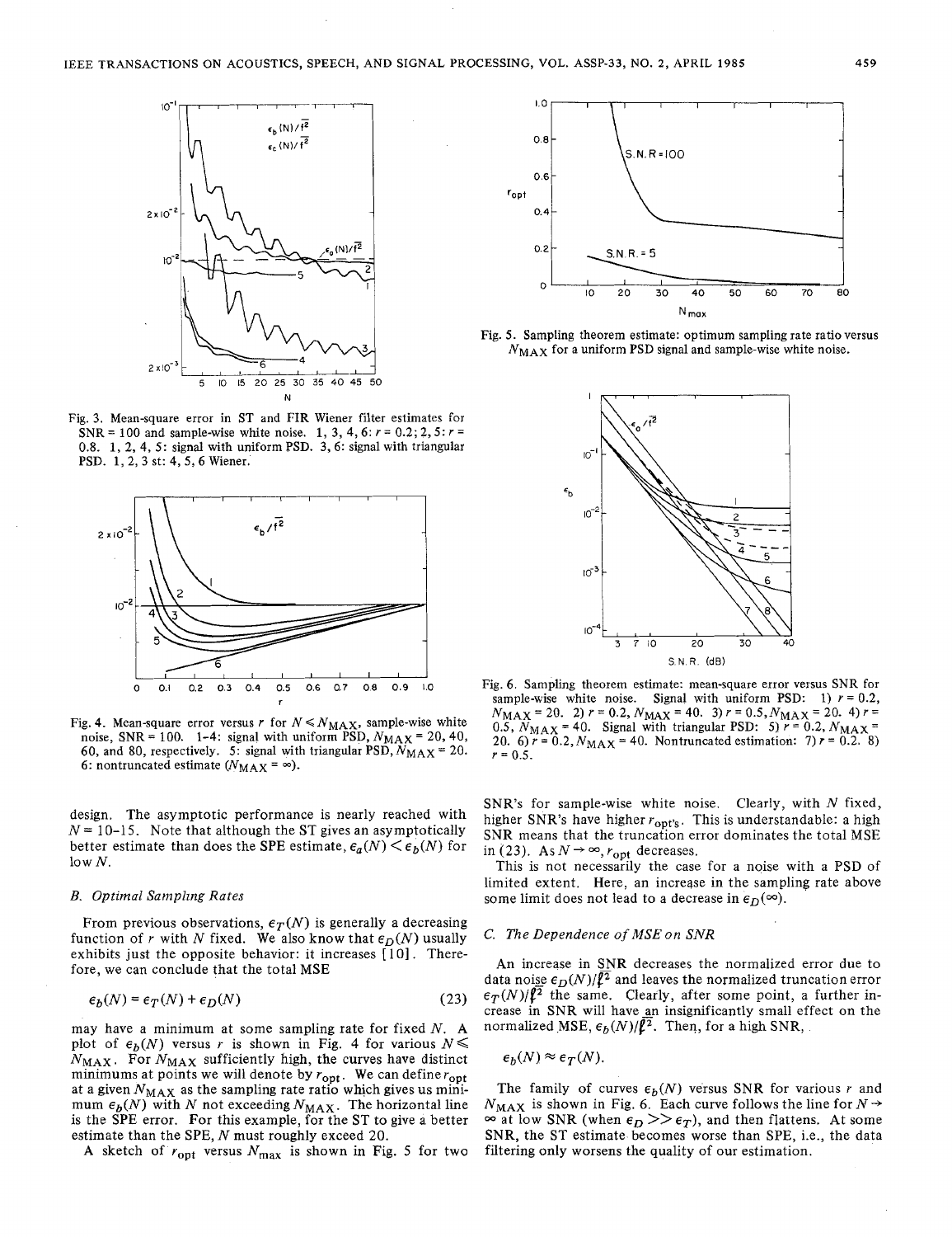Fig. 3. Mean-square error in ST and FIR Wiener filter estimates for SNR = 100 and sample-wise white noise. 1, 3, 4, 6: $r = 0.2$; 2, 5: $r = 0.8$. 1, 2, 4, 5: signal with uniform PSD. 3, 6: signal with triangular PSD. 1, 2, 3 st: 4, 5, 6 Wiener.

Fig. 4. Mean-square error versus $r$ for $N \leqslant N_{\text{MAX}}$, sample-wise white noise, SNR = 100. 1-4: signal with uniform PSD, $N_{\text{MAX}} = 20, 40, 60$, and 80, respectively. 5: signal with triangular PSD, $N_{\text{MAX}} = 20$. 6: nontruncated estimate ($N_{\text{MAX}} = \infty$).

design. The asymptotic performance is nearly reached with $N = 10$-$15$. Note that although the ST gives an asymptotically better estimate than does the SPE estimate, $\epsilon_a(N) < \epsilon_b(N)$ for low $N$.

### B. Optimal Sampling Rates

From previous observations, $\epsilon_T(N)$ is generally a decreasing function of $r$ with $N$ fixed. We also know that $\epsilon_D(N)$ usually exhibits just the opposite behavior: it increases [10]. Therefore, we can conclude that the total MSE

$$\epsilon_b(N) = \epsilon_T(N) + \epsilon_D(N) \tag{23}$$

may have a minimum at some sampling rate for fixed $N$. A plot of $\epsilon_b(N)$ versus $r$ is shown in Fig. 4 for various $N \leqslant N_{\text{MAX}}$. For $N_{\text{MAX}}$ sufficiently high, the curves have distinct minimums at points we will denote by $r_{\text{opt}}$. We can define $r_{\text{opt}}$ at a given $N_{\text{MAX}}$ as the sampling rate ratio which gives us minimum $\epsilon_b(N)$ with $N$ not exceeding $N_{\text{MAX}}$. The horizontal line is the SPE error. For this example, for the ST to give a better estimate than the SPE, $N$ must roughly exceed 20.

A sketch of $r_{\text{opt}}$ versus $N_{\max}$ is shown in Fig. 5 for two

Fig. 5. Sampling theorem estimate: optimum sampling rate ratio versus $N_{\text{MAX}}$ for a uniform PSD signal and sample-wise white noise.

Fig. 6. Sampling theorem estimate: mean-square error versus SNR for sample-wise white noise. Signal with uniform PSD: 1) $r = 0.2$, $N_{\text{MAX}} = 20$. 2) $r = 0.2$, $N_{\text{MAX}} = 40$. 3) $r = 0.5$, $N_{\text{MAX}} = 20$. 4) $r = 0.5$, $N_{\text{MAX}} = 40$. Signal with triangular PSD: 5) $r = 0.2$, $N_{\text{MAX}} = 20$. 6) $r = 0.2$, $N_{\text{MAX}} = 40$. Nontruncated estimation: 7) $r = 0.2$. 8) $r = 0.5$.

SNR's for sample-wise white noise. Clearly, with $N$ fixed, higher SNR's have higher $r_{\text{opt}}$'s. This is understandable: a high SNR means that the truncation error dominates the total MSE in (23). As $N \to \infty$, $r_{\text{opt}}$ decreases.

This is not necessarily the case for a noise with a PSD of limited extent. Here, an increase in the sampling rate above some limit does not lead to a decrease in $\epsilon_D(\infty)$.

### C. The Dependence of MSE on SNR

An increase in SNR decreases the normalized error due to data noise $\epsilon_D(N)/\overline{f^2}$ and leaves the normalized truncation error $\epsilon_T(N)/\overline{f^2}$ the same. Clearly, after some point, a further increase in SNR will have an insignificantly small effect on the normalized MSE, $\epsilon_b(N)/\overline{f^2}$. Then, for a high SNR,

$$\epsilon_b(N) \approx \epsilon_T(N).$$

The family of curves $\epsilon_b(N)$ versus SNR for various $r$ and $N_{\text{MAX}}$ is shown in Fig. 6. Each curve follows the line for $N \to \infty$ at low SNR (when $\epsilon_D >> \epsilon_T$), and then flattens. At some SNR, the ST estimate becomes worse than SPE, i.e., the data filtering only worsens the quality of our estimation.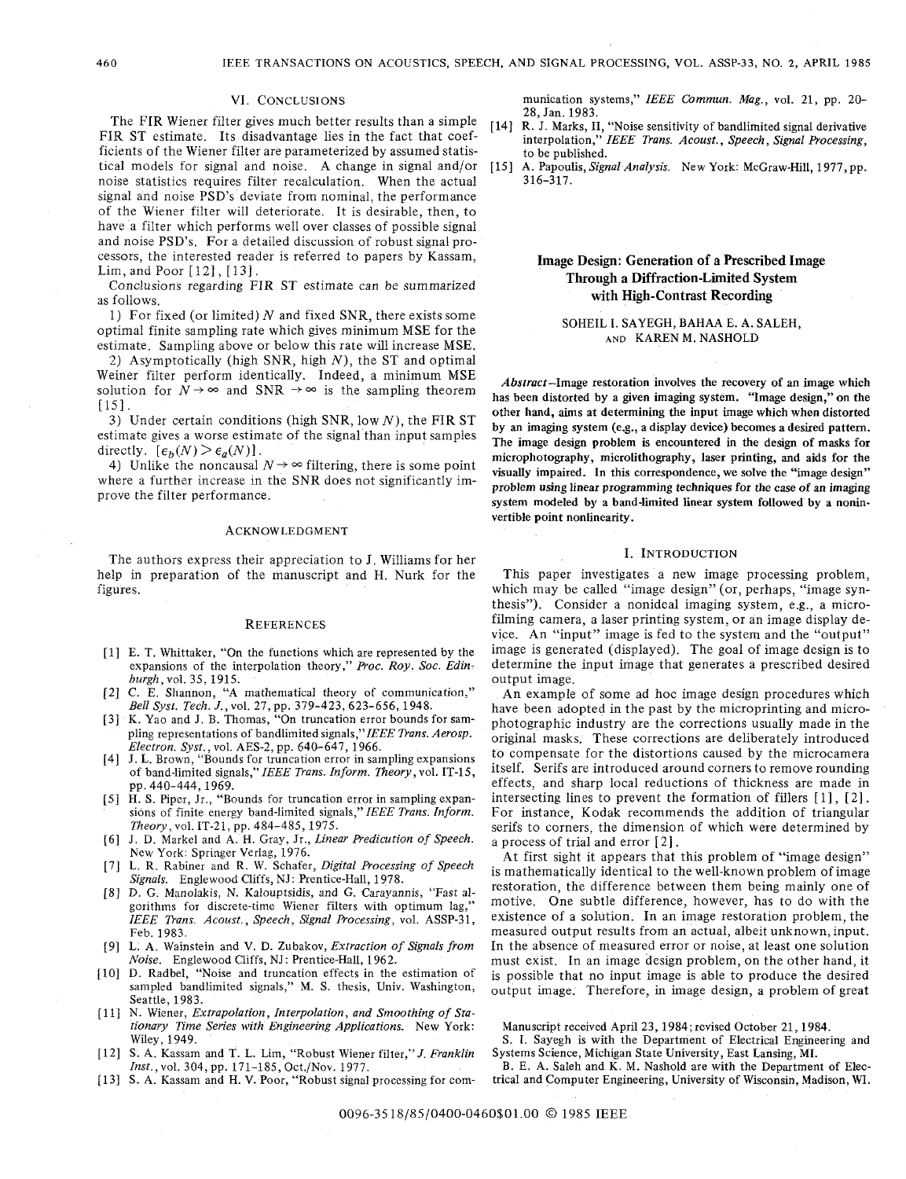## VI. Conclusions

The FIR Wiener filter gives much better results than a simple FIR ST estimate. Its disadvantage lies in the fact that coefficients of the Wiener filter are parameterized by assumed statistical models for signal and noise. A change in signal and/or noise statistics requires filter recalculation. When the actual signal and noise PSD's deviate from nominal, the performance of the Wiener filter will deteriorate. It is desirable, then, to have a filter which performs well over classes of possible signal and noise PSD's. For a detailed discussion of robust signal processors, the interested reader is referred to papers by Kassam, Lim, and Poor [12], [13].

Conclusions regarding FIR ST estimate can be summarized as follows.

1) For fixed (or limited) $N$ and fixed SNR, there exists some optimal finite sampling rate which gives minimum MSE for the estimate. Sampling above or below this rate will increase MSE.

2) Asymptotically (high SNR, high $N$), the ST and optimal Weiner filter perform identically. Indeed, a minimum MSE solution for $N \to \infty$ and SNR $\to \infty$ is the sampling theorem [15].

3) Under certain conditions (high SNR, low $N$), the FIR ST estimate gives a worse estimate of the signal than input samples directly. $[\epsilon_b(N) > \epsilon_a(N)]$.

4) Unlike the noncausal $N \to \infty$ filtering, there is some point where a further increase in the SNR does not significantly improve the filter performance.

## Acknowledgment

The authors express their appreciation to J. Williams for her help in preparation of the manuscript and H. Nurk for the figures.

## References

[1] E. T. Whittaker, "On the functions which are represented by the expansions of the interpolation theory," *Proc. Roy. Soc. Edinburgh*, vol. 35, 1915.

[2] C. E. Shannon, "A mathematical theory of communication," *Bell Syst. Tech. J.*, vol. 27, pp. 379-423, 623-656, 1948.

[3] K. Yao and J. B. Thomas, "On truncation error bounds for sampling representations of bandlimited signals," *IEEE Trans. Aerosp. Electron. Syst.*, vol. AES-2, pp. 640-647, 1966.

[4] J. L. Brown, "Bounds for truncation error in sampling expansions of band-limited signals," *IEEE Trans. Inform. Theory*, vol. IT-15, pp. 440-444, 1969.

[5] H. S. Piper, Jr., "Bounds for truncation error in sampling expansions of finite energy band-limited signals," *IEEE Trans. Inform. Theory*, vol. IT-21, pp. 484-485, 1975.

[6] J. D. Markel and A. H. Gray, Jr., *Linear Predication of Speech.* New York: Springer Verlag, 1976.

[7] L. R. Rabiner and R. W. Schafer, *Digital Processing of Speech Signals.* Englewood Cliffs, NJ: Prentice-Hall, 1978.

[8] D. G. Manolakis, N. Kalouptsidis, and G. Carayannis, "Fast algorithms for discrete-time Wiener filters with optimum lag," *IEEE Trans. Acoust., Speech, Signal Processing*, vol. ASSP-31, Feb. 1983.

[9] L. A. Wainstein and V. D. Zubakov, *Extraction of Signals from Noise.* Englewood Cliffs, NJ: Prentice-Hall, 1962.

[10] D. Radbel, "Noise and truncation effects in the estimation of sampled bandlimited signals," M. S. thesis, Univ. Washington, Seattle, 1983.

[11] N. Wiener, *Extrapolation, Interpolation, and Smoothing of Stationary Time Series with Engineering Applications.* New York: Wiley, 1949.

[12] S. A. Kassam and T. L. Lim, "Robust Wiener filter," *J. Franklin Inst.*, vol. 304, pp. 171-185, Oct./Nov. 1977.

[13] S. A. Kassam and H. V. Poor, "Robust signal processing for communication systems," *IEEE Commun. Mag.*, vol. 21, pp. 20-28, Jan. 1983.

[14] R. J. Marks, II, "Noise sensitivity of bandlimited signal derivative interpolation," *IEEE Trans. Acoust., Speech, Signal Processing*, to be published.

[15] A. Papoulis, *Signal Analysis.* New York: McGraw-Hill, 1977, pp. 316-317.

# Image Design: Generation of a Prescribed Image Through a Diffraction-Limited System with High-Contrast Recording

SOHEIL I. SAYEGH, BAHAA E. A. SALEH, AND KAREN M. NASHOLD

***Abstract*—Image restoration involves the recovery of an image which has been distorted by a given imaging system. "Image design," on the other hand, aims at determining the input image which when distorted by an imaging system (e.g., a display device) becomes a desired pattern. The image design problem is encountered in the design of masks for microphotography, microlithography, laser printing, and aids for the visually impaired. In this correspondence, we solve the "image design" problem using linear programming techniques for the case of an imaging system modeled by a band-limited linear system followed by a noninvertible point nonlinearity.**

## I. Introduction

This paper investigates a new image processing problem, which may be called "image design" (or, perhaps, "image synthesis"). Consider a nonideal imaging system, e.g., a microfilming camera, a laser printing system, or an image display device. An "input" image is fed to the system and the "output" image is generated (displayed). The goal of image design is to determine the input image that generates a prescribed desired output image.

An example of some ad hoc image design procedures which have been adopted in the past by the microprinting and microphotographic industry are the corrections usually made in the original masks. These corrections are deliberately introduced to compensate for the distortions caused by the microcamera itself. Serifs are introduced around corners to remove rounding effects, and sharp local reductions of thickness are made in intersecting lines to prevent the formation of fillers [1], [2]. For instance, Kodak recommends the addition of triangular serifs to corners, the dimension of which were determined by a process of trial and error [2].

At first sight it appears that this problem of "image design" is mathematically identical to the well-known problem of image restoration, the difference between them being mainly one of motive. One subtle difference, however, has to do with the existence of a solution. In an image restoration problem, the measured output results from an actual, albeit unknown, input. In the absence of measured error or noise, at least one solution must exist. In an image design problem, on the other hand, it is possible that no input image is able to produce the desired output image. Therefore, in image design, a problem of great

Manuscript received April 23, 1984; revised October 21, 1984.

S. I. Sayegh is with the Department of Electrical Engineering and Systems Science, Michigan State University, East Lansing, MI.

B. E. A. Saleh and K. M. Nashold are with the Department of Electrical and Computer Engineering, University of Wisconsin, Madison, WI.

0096-3518/85/0400-0460$01.00 © 1985 IEEE